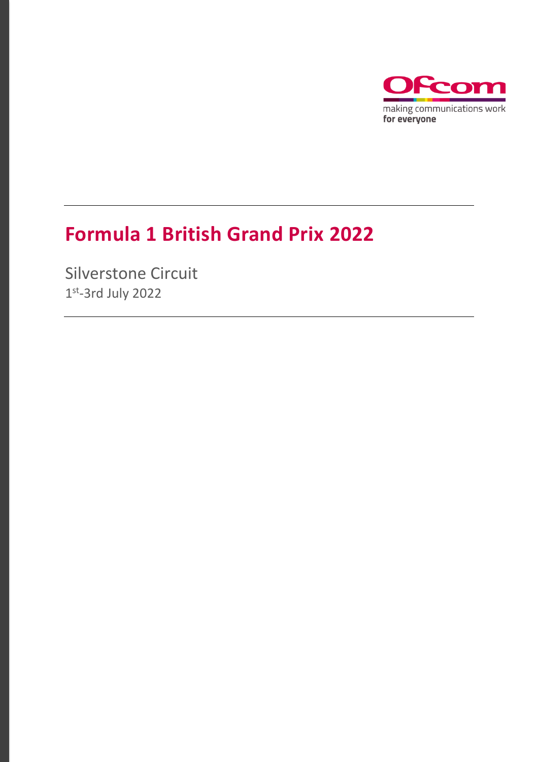Ofcom

making communications work
**for everyone**

# Formula 1 British Grand Prix 2022

Silverstone Circuit

1st-3rd July 2022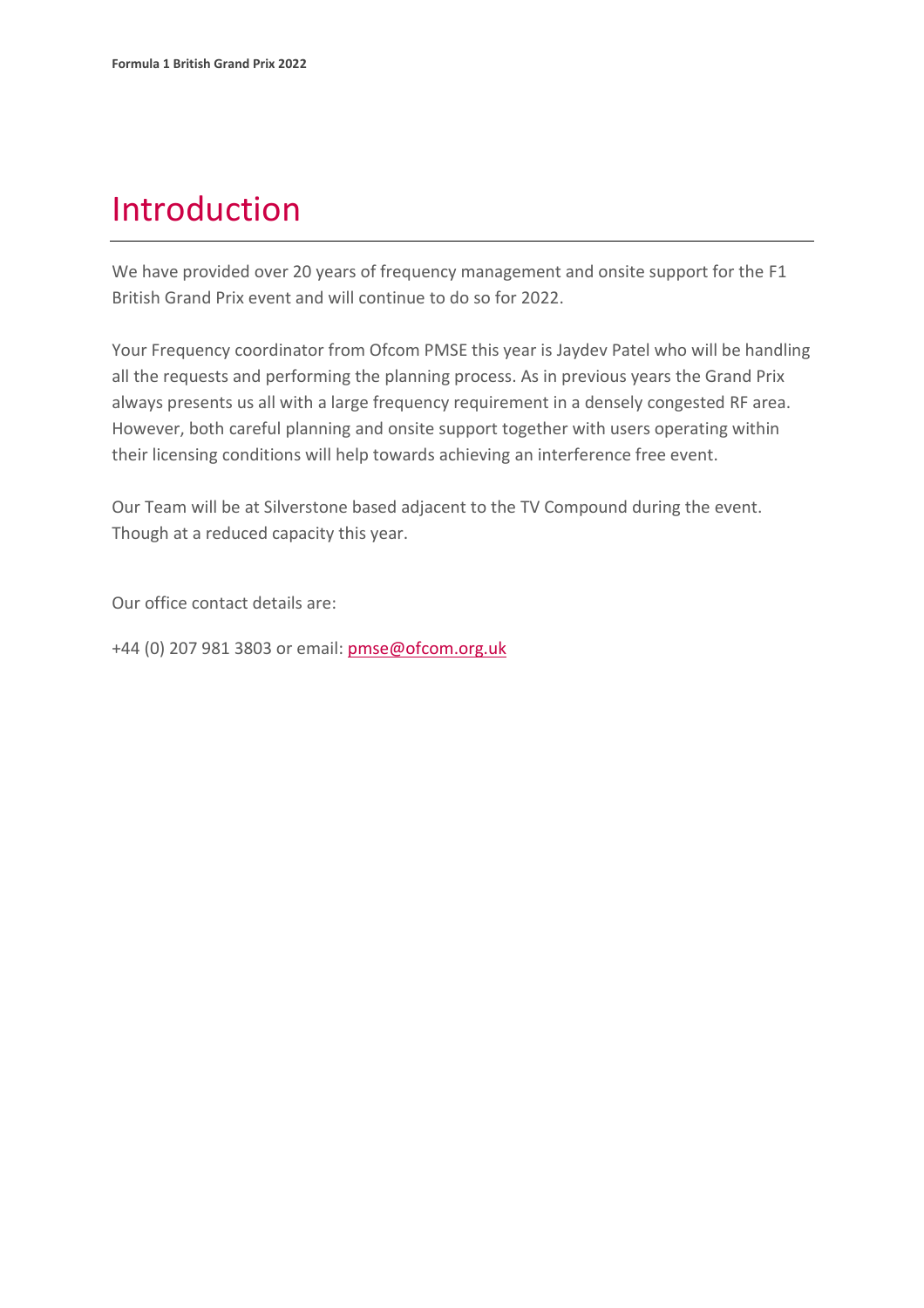# Introduction

We have provided over 20 years of frequency management and onsite support for the F1 British Grand Prix event and will continue to do so for 2022.

Your Frequency coordinator from Ofcom PMSE this year is Jaydev Patel who will be handling all the requests and performing the planning process. As in previous years the Grand Prix always presents us all with a large frequency requirement in a densely congested RF area. However, both careful planning and onsite support together with users operating within their licensing conditions will help towards achieving an interference free event.

Our Team will be at Silverstone based adjacent to the TV Compound during the event. Though at a reduced capacity this year.

Our office contact details are:

+44 (0) 207 981 3803 or email: pmse@ofcom.org.uk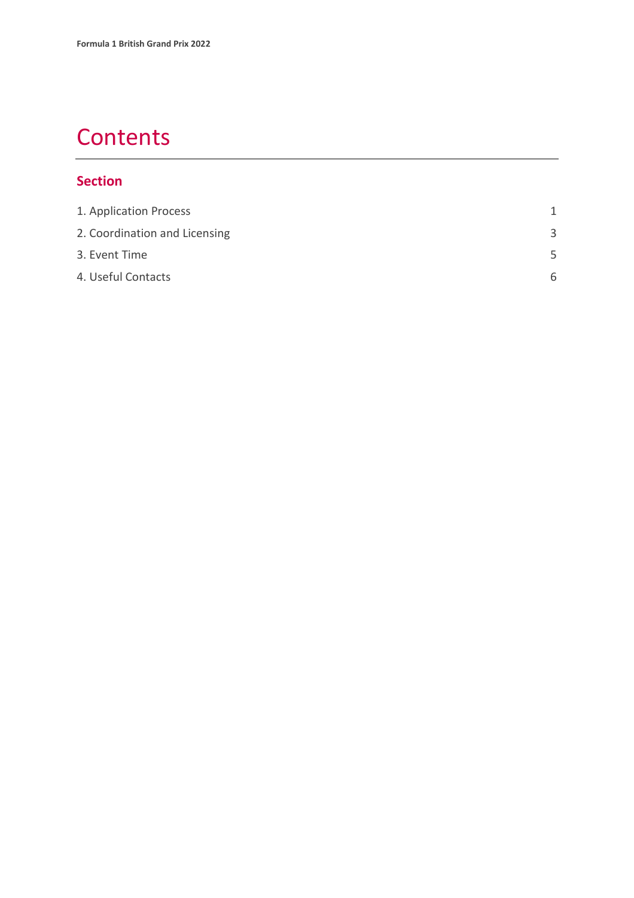# Contents

## Section

| | |
|---|---|
| 1. Application Process | 1 |
| 2. Coordination and Licensing | 3 |
| 3. Event Time | 5 |
| 4. Useful Contacts | 6 |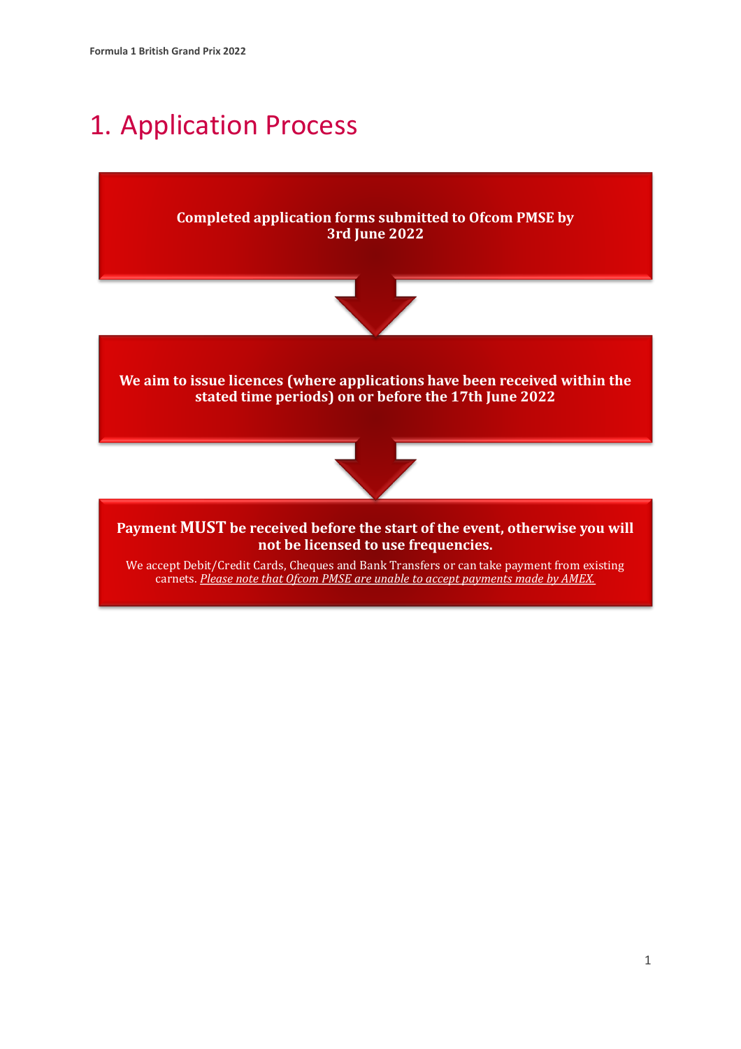# 1. Application Process

**Completed application forms submitted to Ofcom PMSE by 3rd June 2022**

**We aim to issue licences (where applications have been received within the stated time periods) on or before the 17th June 2022**

**Payment MUST be received before the start of the event, otherwise you will not be licensed to use frequencies.**

We accept Debit/Credit Cards, Cheques and Bank Transfers or can take payment from existing carnets. *Please note that Ofcom PMSE are unable to accept payments made by AMEX.*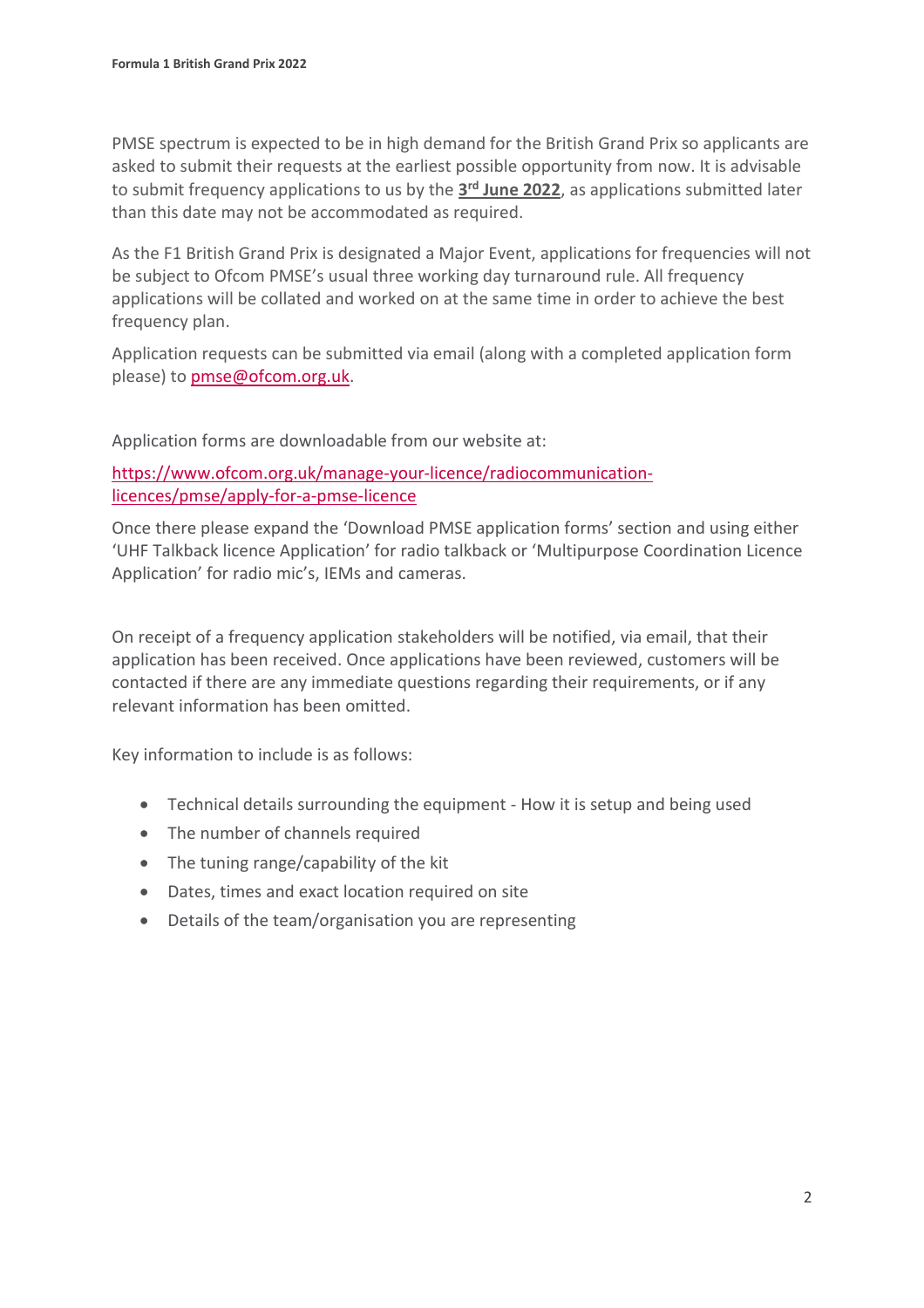PMSE spectrum is expected to be in high demand for the British Grand Prix so applicants are asked to submit their requests at the earliest possible opportunity from now. It is advisable to submit frequency applications to us by the **3rd June 2022**, as applications submitted later than this date may not be accommodated as required.

As the F1 British Grand Prix is designated a Major Event, applications for frequencies will not be subject to Ofcom PMSE's usual three working day turnaround rule. All frequency applications will be collated and worked on at the same time in order to achieve the best frequency plan.

Application requests can be submitted via email (along with a completed application form please) to [pmse@ofcom.org.uk](mailto:pmse@ofcom.org.uk).

Application forms are downloadable from our website at:

[https://www.ofcom.org.uk/manage-your-licence/radiocommunication-licences/pmse/apply-for-a-pmse-licence](https://www.ofcom.org.uk/manage-your-licence/radiocommunication-licences/pmse/apply-for-a-pmse-licence)

Once there please expand the 'Download PMSE application forms' section and using either 'UHF Talkback licence Application' for radio talkback or 'Multipurpose Coordination Licence Application' for radio mic's, IEMs and cameras.

On receipt of a frequency application stakeholders will be notified, via email, that their application has been received. Once applications have been reviewed, customers will be contacted if there are any immediate questions regarding their requirements, or if any relevant information has been omitted.

Key information to include is as follows:

- Technical details surrounding the equipment - How it is setup and being used
- The number of channels required
- The tuning range/capability of the kit
- Dates, times and exact location required on site
- Details of the team/organisation you are representing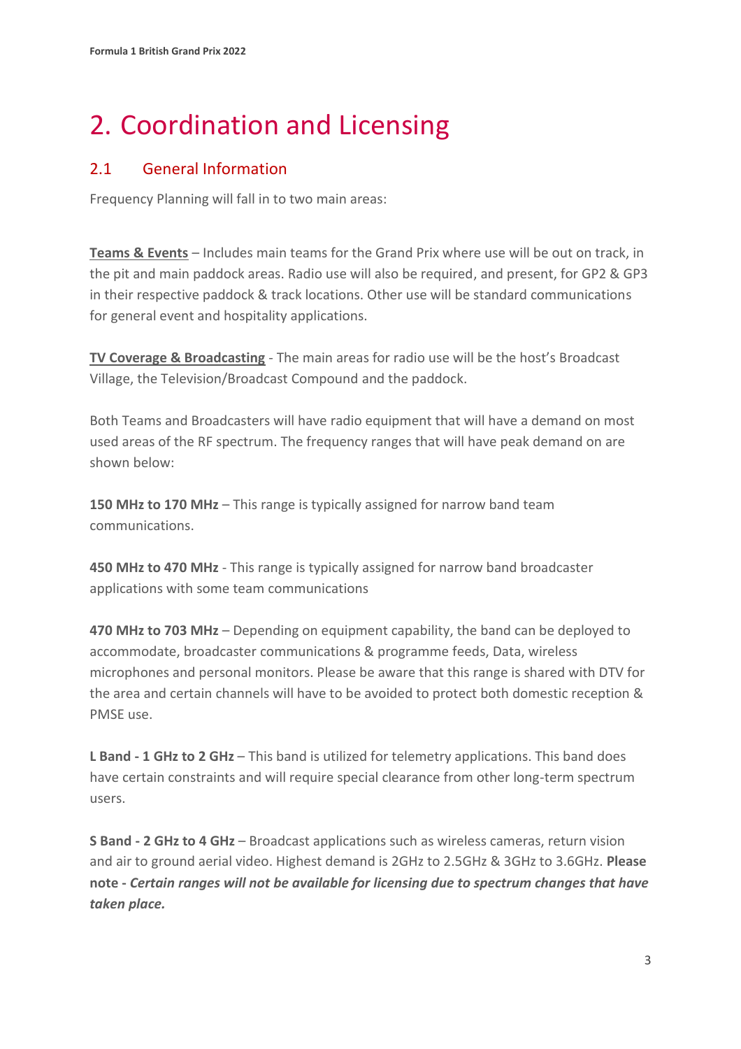# 2. Coordination and Licensing

## 2.1 General Information

Frequency Planning will fall in to two main areas:

**Teams & Events** – Includes main teams for the Grand Prix where use will be out on track, in the pit and main paddock areas. Radio use will also be required, and present, for GP2 & GP3 in their respective paddock & track locations. Other use will be standard communications for general event and hospitality applications.

**TV Coverage & Broadcasting** - The main areas for radio use will be the host's Broadcast Village, the Television/Broadcast Compound and the paddock.

Both Teams and Broadcasters will have radio equipment that will have a demand on most used areas of the RF spectrum. The frequency ranges that will have peak demand on are shown below:

**150 MHz to 170 MHz** – This range is typically assigned for narrow band team communications.

**450 MHz to 470 MHz** - This range is typically assigned for narrow band broadcaster applications with some team communications

**470 MHz to 703 MHz** – Depending on equipment capability, the band can be deployed to accommodate, broadcaster communications & programme feeds, Data, wireless microphones and personal monitors. Please be aware that this range is shared with DTV for the area and certain channels will have to be avoided to protect both domestic reception & PMSE use.

**L Band - 1 GHz to 2 GHz** – This band is utilized for telemetry applications. This band does have certain constraints and will require special clearance from other long-term spectrum users.

**S Band - 2 GHz to 4 GHz** – Broadcast applications such as wireless cameras, return vision and air to ground aerial video. Highest demand is 2GHz to 2.5GHz & 3GHz to 3.6GHz. **Please note -** ***Certain ranges will not be available for licensing due to spectrum changes that have taken place.***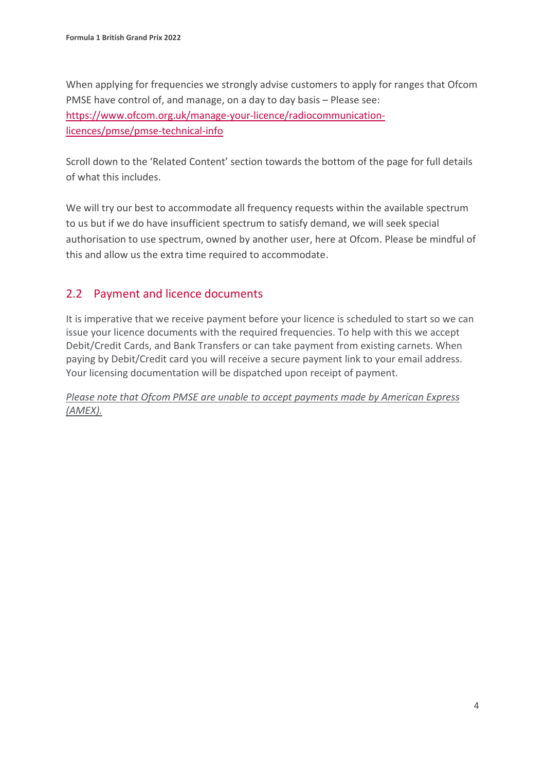When applying for frequencies we strongly advise customers to apply for ranges that Ofcom PMSE have control of, and manage, on a day to day basis – Please see: [https://www.ofcom.org.uk/manage-your-licence/radiocommunication-licences/pmse/pmse-technical-info](https://www.ofcom.org.uk/manage-your-licence/radiocommunication-licences/pmse/pmse-technical-info)

Scroll down to the 'Related Content' section towards the bottom of the page for full details of what this includes.

We will try our best to accommodate all frequency requests within the available spectrum to us but if we do have insufficient spectrum to satisfy demand, we will seek special authorisation to use spectrum, owned by another user, here at Ofcom. Please be mindful of this and allow us the extra time required to accommodate.

## 2.2 Payment and licence documents

It is imperative that we receive payment before your licence is scheduled to start so we can issue your licence documents with the required frequencies. To help with this we accept Debit/Credit Cards, and Bank Transfers or can take payment from existing carnets. When paying by Debit/Credit card you will receive a secure payment link to your email address. Your licensing documentation will be dispatched upon receipt of payment.

*Please note that Ofcom PMSE are unable to accept payments made by American Express (AMEX).*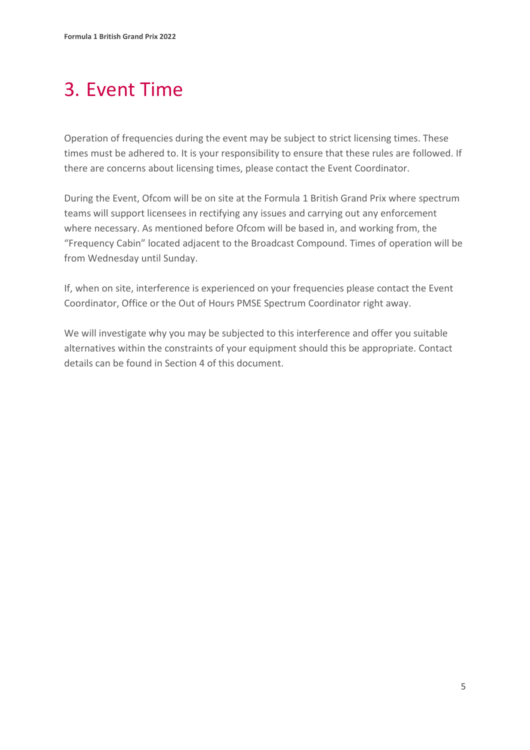# 3. Event Time

Operation of frequencies during the event may be subject to strict licensing times. These times must be adhered to. It is your responsibility to ensure that these rules are followed. If there are concerns about licensing times, please contact the Event Coordinator.

During the Event, Ofcom will be on site at the Formula 1 British Grand Prix where spectrum teams will support licensees in rectifying any issues and carrying out any enforcement where necessary. As mentioned before Ofcom will be based in, and working from, the "Frequency Cabin" located adjacent to the Broadcast Compound. Times of operation will be from Wednesday until Sunday.

If, when on site, interference is experienced on your frequencies please contact the Event Coordinator, Office or the Out of Hours PMSE Spectrum Coordinator right away.

We will investigate why you may be subjected to this interference and offer you suitable alternatives within the constraints of your equipment should this be appropriate. Contact details can be found in Section 4 of this document.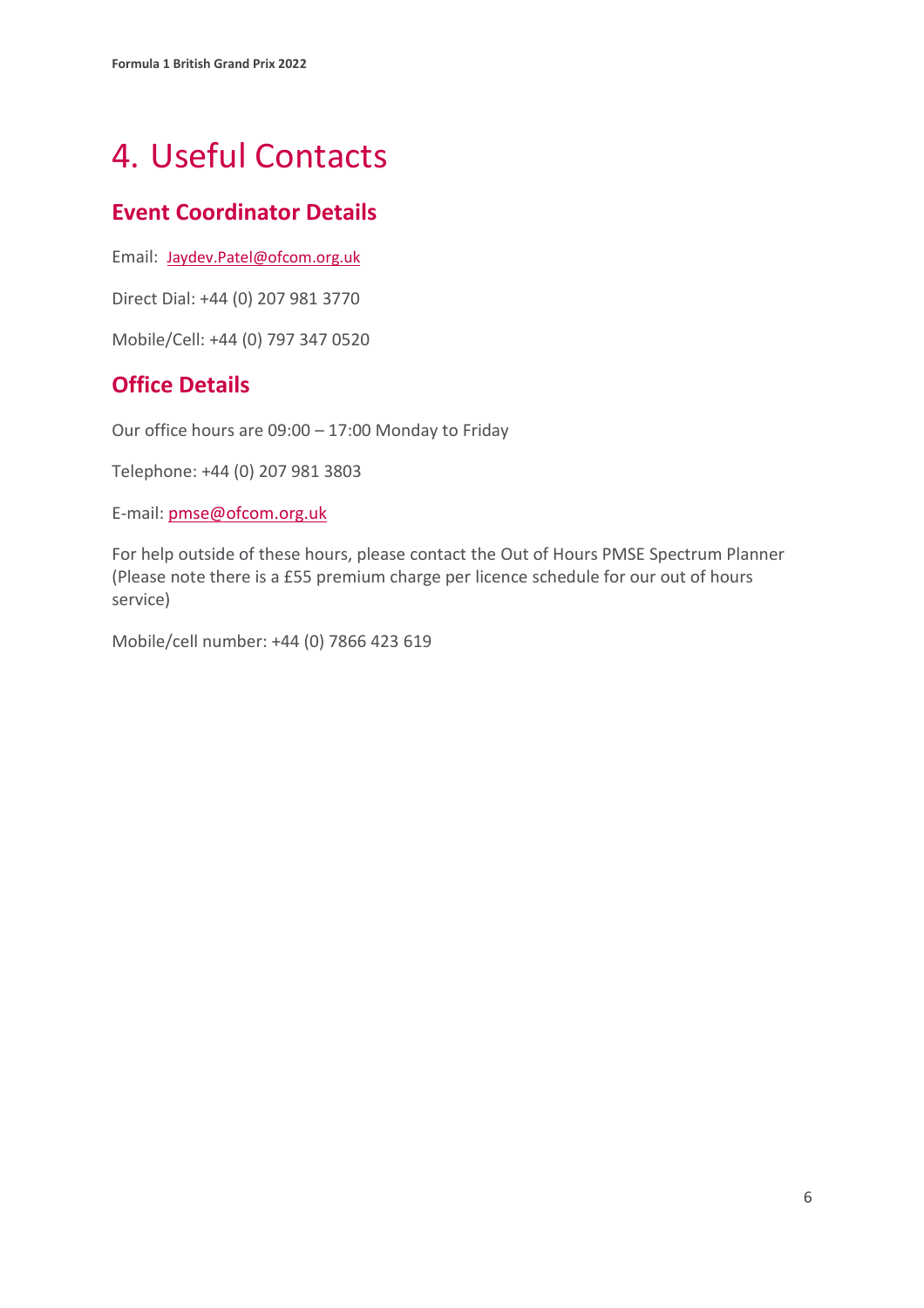# 4. Useful Contacts

## Event Coordinator Details

Email: Jaydev.Patel@ofcom.org.uk

Direct Dial: +44 (0) 207 981 3770

Mobile/Cell: +44 (0) 797 347 0520

## Office Details

Our office hours are 09:00 – 17:00 Monday to Friday

Telephone: +44 (0) 207 981 3803

E-mail: pmse@ofcom.org.uk

For help outside of these hours, please contact the Out of Hours PMSE Spectrum Planner (Please note there is a £55 premium charge per licence schedule for our out of hours service)

Mobile/cell number: +44 (0) 7866 423 619